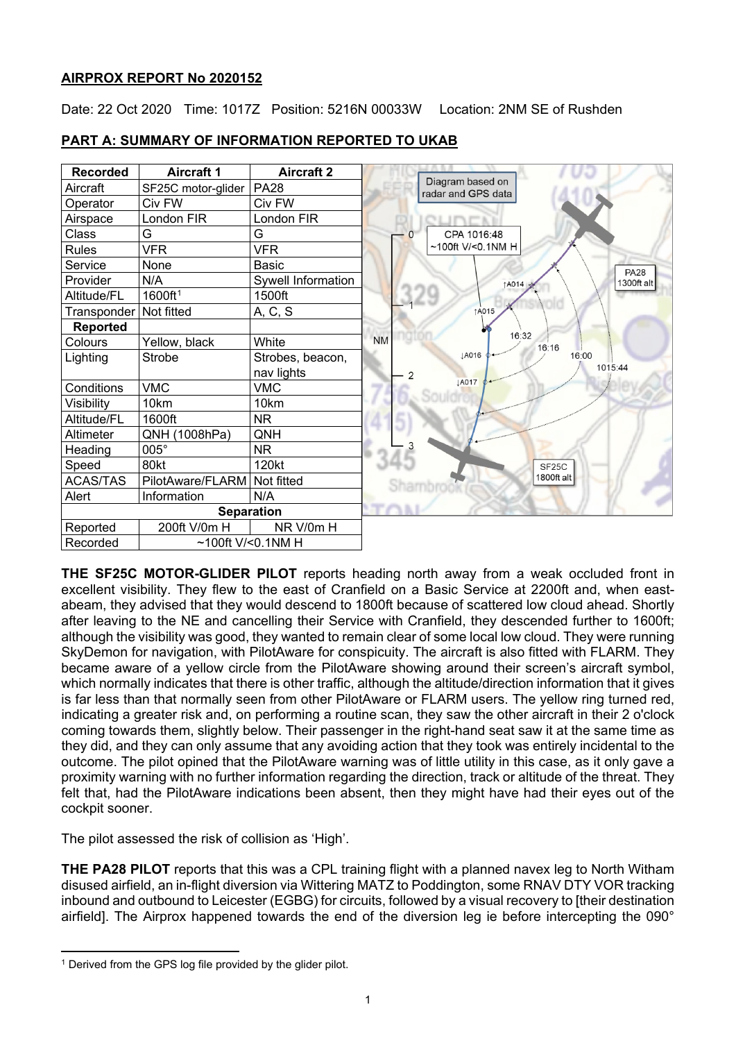**AIRPROX REPORT No 2020152**

Date: 22 Oct 2020 Time: 1017Z Position: 5216N 00033W Location: 2NM SE of Rushden

**PART A: SUMMARY OF INFORMATION REPORTED TO UKAB**

| Recorded | Aircraft 1 | Aircraft 2 |
|---|---|---|
| Aircraft | SF25C motor-glider | PA28 |
| Operator | Civ FW | Civ FW |
| Airspace | London FIR | London FIR |
| Class | G | G |
| Rules | VFR | VFR |
| Service | None | Basic |
| Provider | N/A | Sywell Information |
| Altitude/FL | 1600ft[1] | 1500ft |
| Transponder | Not fitted | A, C, S |
| **Reported** | | |
| Colours | Yellow, black | White |
| Lighting | Strobe | Strobes, beacon, nav lights |
| Conditions | VMC | VMC |
| Visibility | 10km | 10km |
| Altitude/FL | 1600ft | NR |
| Altimeter | QNH (1008hPa) | QNH |
| Heading | 005° | NR |
| Speed | 80kt | 120kt |
| ACAS/TAS | PilotAware/FLARM | Not fitted |
| Alert | Information | N/A |
| **Separation** | | |
| Reported | 200ft V/0m H | NR V/0m H |
| Recorded | ~100ft V/<0.1NM H | |

Diagram based on radar and GPS data

CPA 1016:48 ~100ft V/<0.1NM H

**THE SF25C MOTOR-GLIDER PILOT** reports heading north away from a weak occluded front in excellent visibility. They flew to the east of Cranfield on a Basic Service at 2200ft and, when east-abeam, they advised that they would descend to 1800ft because of scattered low cloud ahead. Shortly after leaving to the NE and cancelling their Service with Cranfield, they descended further to 1600ft; although the visibility was good, they wanted to remain clear of some local low cloud. They were running SkyDemon for navigation, with PilotAware for conspicuity. The aircraft is also fitted with FLARM. They became aware of a yellow circle from the PilotAware showing around their screen's aircraft symbol, which normally indicates that there is other traffic, although the altitude/direction information that it gives is far less than that normally seen from other PilotAware or FLARM users. The yellow ring turned red, indicating a greater risk and, on performing a routine scan, they saw the other aircraft in their 2 o'clock coming towards them, slightly below. Their passenger in the right-hand seat saw it at the same time as they did, and they can only assume that any avoiding action that they took was entirely incidental to the outcome. The pilot opined that the PilotAware warning was of little utility in this case, as it only gave a proximity warning with no further information regarding the direction, track or altitude of the threat. They felt that, had the PilotAware indications been absent, then they might have had their eyes out of the cockpit sooner.

The pilot assessed the risk of collision as 'High'.

**THE PA28 PILOT** reports that this was a CPL training flight with a planned navex leg to North Witham disused airfield, an in-flight diversion via Wittering MATZ to Poddington, some RNAV DTY VOR tracking inbound and outbound to Leicester (EGBG) for circuits, followed by a visual recovery to [their destination airfield]. The Airprox happened towards the end of the diversion leg ie before intercepting the 090°

[1] Derived from the GPS log file provided by the glider pilot.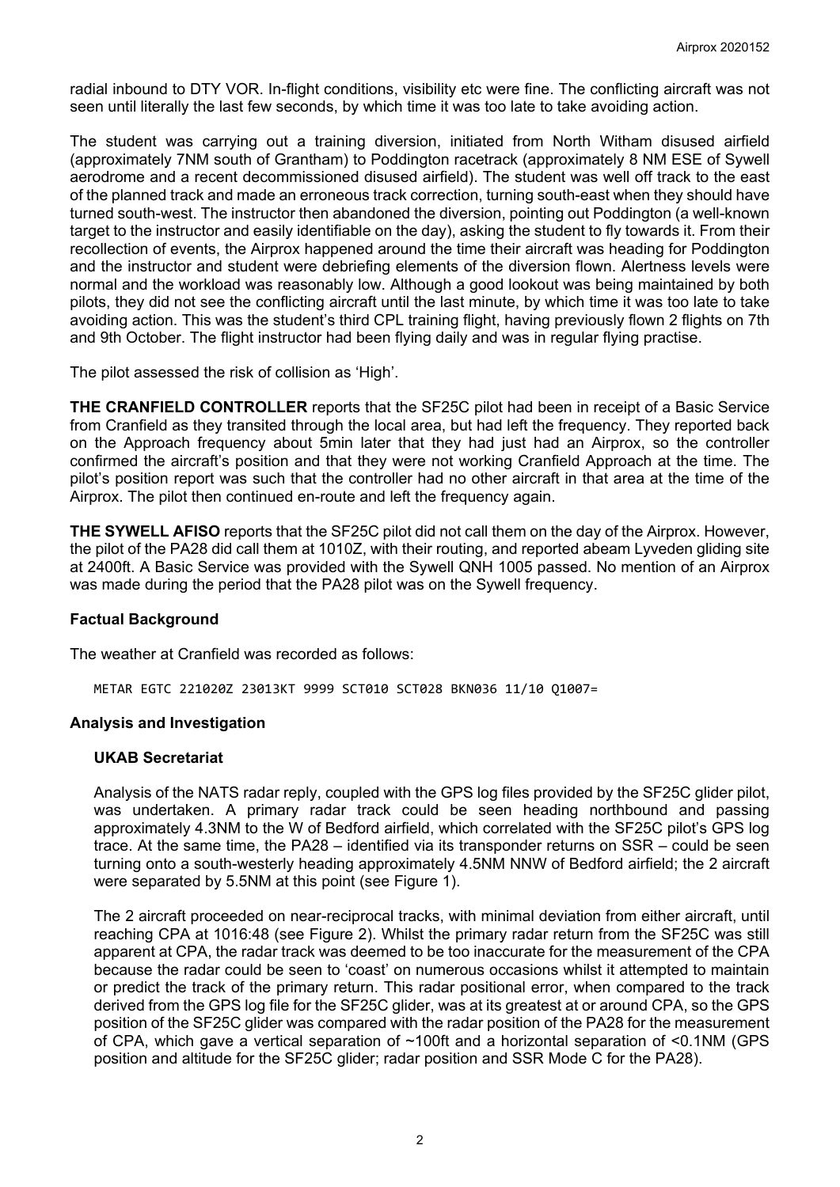radial inbound to DTY VOR. In-flight conditions, visibility etc were fine. The conflicting aircraft was not seen until literally the last few seconds, by which time it was too late to take avoiding action.

The student was carrying out a training diversion, initiated from North Witham disused airfield (approximately 7NM south of Grantham) to Poddington racetrack (approximately 8 NM ESE of Sywell aerodrome and a recent decommissioned disused airfield). The student was well off track to the east of the planned track and made an erroneous track correction, turning south-east when they should have turned south-west. The instructor then abandoned the diversion, pointing out Poddington (a well-known target to the instructor and easily identifiable on the day), asking the student to fly towards it. From their recollection of events, the Airprox happened around the time their aircraft was heading for Poddington and the instructor and student were debriefing elements of the diversion flown. Alertness levels were normal and the workload was reasonably low. Although a good lookout was being maintained by both pilots, they did not see the conflicting aircraft until the last minute, by which time it was too late to take avoiding action. This was the student's third CPL training flight, having previously flown 2 flights on 7th and 9th October. The flight instructor had been flying daily and was in regular flying practise.

The pilot assessed the risk of collision as 'High'.

**THE CRANFIELD CONTROLLER** reports that the SF25C pilot had been in receipt of a Basic Service from Cranfield as they transited through the local area, but had left the frequency. They reported back on the Approach frequency about 5min later that they had just had an Airprox, so the controller confirmed the aircraft's position and that they were not working Cranfield Approach at the time. The pilot's position report was such that the controller had no other aircraft in that area at the time of the Airprox. The pilot then continued en-route and left the frequency again.

**THE SYWELL AFISO** reports that the SF25C pilot did not call them on the day of the Airprox. However, the pilot of the PA28 did call them at 1010Z, with their routing, and reported abeam Lyveden gliding site at 2400ft. A Basic Service was provided with the Sywell QNH 1005 passed. No mention of an Airprox was made during the period that the PA28 pilot was on the Sywell frequency.

## Factual Background

The weather at Cranfield was recorded as follows:

```
METAR EGTC 221020Z 23013KT 9999 SCT010 SCT028 BKN036 11/10 Q1007=
```

## Analysis and Investigation

### UKAB Secretariat

Analysis of the NATS radar reply, coupled with the GPS log files provided by the SF25C glider pilot, was undertaken. A primary radar track could be seen heading northbound and passing approximately 4.3NM to the W of Bedford airfield, which correlated with the SF25C pilot's GPS log trace. At the same time, the PA28 – identified via its transponder returns on SSR – could be seen turning onto a south-westerly heading approximately 4.5NM NNW of Bedford airfield; the 2 aircraft were separated by 5.5NM at this point (see Figure 1).

The 2 aircraft proceeded on near-reciprocal tracks, with minimal deviation from either aircraft, until reaching CPA at 1016:48 (see Figure 2). Whilst the primary radar return from the SF25C was still apparent at CPA, the radar track was deemed to be too inaccurate for the measurement of the CPA because the radar could be seen to 'coast' on numerous occasions whilst it attempted to maintain or predict the track of the primary return. This radar positional error, when compared to the track derived from the GPS log file for the SF25C glider, was at its greatest at or around CPA, so the GPS position of the SF25C glider was compared with the radar position of the PA28 for the measurement of CPA, which gave a vertical separation of ~100ft and a horizontal separation of <0.1NM (GPS position and altitude for the SF25C glider; radar position and SSR Mode C for the PA28).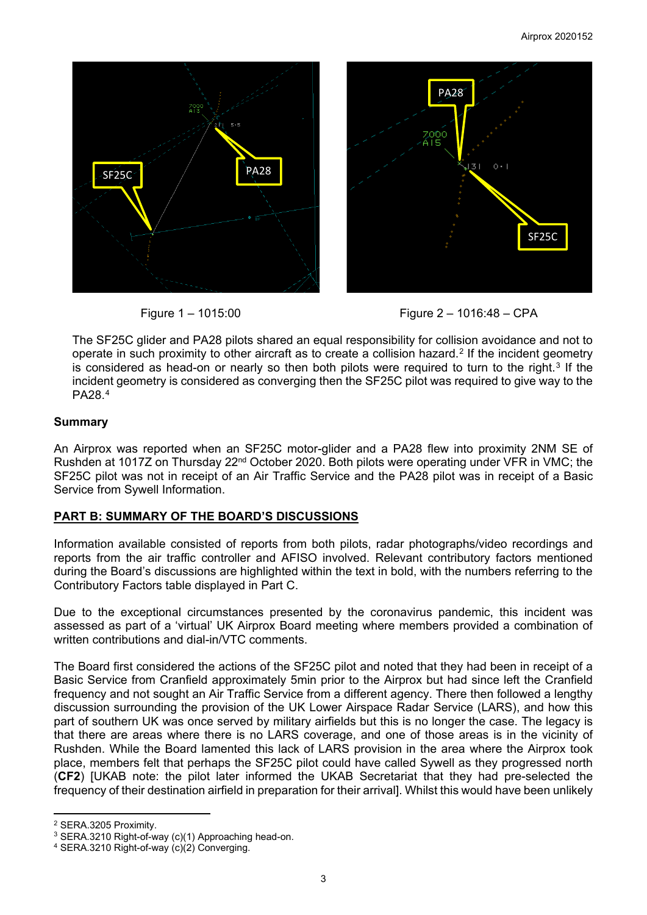Figure 1 – 1015:00

Figure 2 – 1016:48 – CPA

The SF25C glider and PA28 pilots shared an equal responsibility for collision avoidance and not to operate in such proximity to other aircraft as to create a collision hazard.[2] If the incident geometry is considered as head-on or nearly so then both pilots were required to turn to the right.[3] If the incident geometry is considered as converging then the SF25C pilot was required to give way to the PA28.[4]

### Summary

An Airprox was reported when an SF25C motor-glider and a PA28 flew into proximity 2NM SE of Rushden at 1017Z on Thursday 22nd October 2020. Both pilots were operating under VFR in VMC; the SF25C pilot was not in receipt of an Air Traffic Service and the PA28 pilot was in receipt of a Basic Service from Sywell Information.

## PART B: SUMMARY OF THE BOARD'S DISCUSSIONS

Information available consisted of reports from both pilots, radar photographs/video recordings and reports from the air traffic controller and AFISO involved. Relevant contributory factors mentioned during the Board's discussions are highlighted within the text in bold, with the numbers referring to the Contributory Factors table displayed in Part C.

Due to the exceptional circumstances presented by the coronavirus pandemic, this incident was assessed as part of a 'virtual' UK Airprox Board meeting where members provided a combination of written contributions and dial-in/VTC comments.

The Board first considered the actions of the SF25C pilot and noted that they had been in receipt of a Basic Service from Cranfield approximately 5min prior to the Airprox but had since left the Cranfield frequency and not sought an Air Traffic Service from a different agency. There then followed a lengthy discussion surrounding the provision of the UK Lower Airspace Radar Service (LARS), and how this part of southern UK was once served by military airfields but this is no longer the case. The legacy is that there are areas where there is no LARS coverage, and one of those areas is in the vicinity of Rushden. While the Board lamented this lack of LARS provision in the area where the Airprox took place, members felt that perhaps the SF25C pilot could have called Sywell as they progressed north (**CF2**) [UKAB note: the pilot later informed the UKAB Secretariat that they had pre-selected the frequency of their destination airfield in preparation for their arrival]. Whilst this would have been unlikely

---

[2] SERA.3205 Proximity.

[3] SERA.3210 Right-of-way (c)(1) Approaching head-on.

[4] SERA.3210 Right-of-way (c)(2) Converging.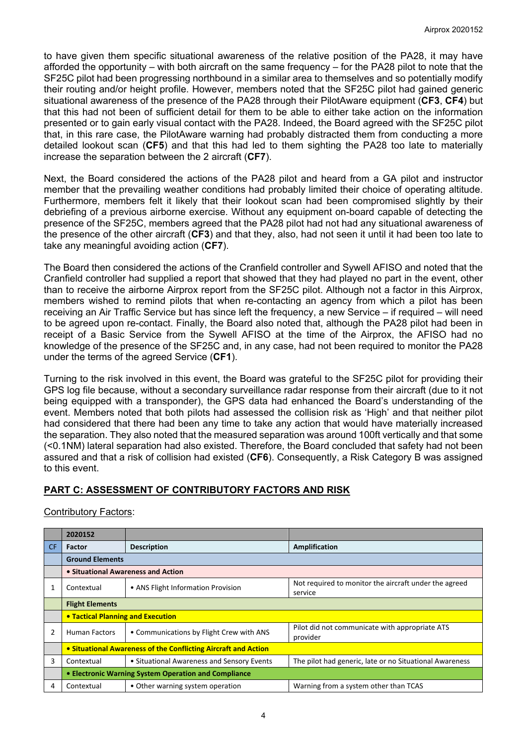to have given them specific situational awareness of the relative position of the PA28, it may have afforded the opportunity – with both aircraft on the same frequency – for the PA28 pilot to note that the SF25C pilot had been progressing northbound in a similar area to themselves and so potentially modify their routing and/or height profile. However, members noted that the SF25C pilot had gained generic situational awareness of the presence of the PA28 through their PilotAware equipment (**CF3**, **CF4**) but that this had not been of sufficient detail for them to be able to either take action on the information presented or to gain early visual contact with the PA28. Indeed, the Board agreed with the SF25C pilot that, in this rare case, the PilotAware warning had probably distracted them from conducting a more detailed lookout scan (**CF5**) and that this had led to them sighting the PA28 too late to materially increase the separation between the 2 aircraft (**CF7**).

Next, the Board considered the actions of the PA28 pilot and heard from a GA pilot and instructor member that the prevailing weather conditions had probably limited their choice of operating altitude. Furthermore, members felt it likely that their lookout scan had been compromised slightly by their debriefing of a previous airborne exercise. Without any equipment on-board capable of detecting the presence of the SF25C, members agreed that the PA28 pilot had not had any situational awareness of the presence of the other aircraft (**CF3**) and that they, also, had not seen it until it had been too late to take any meaningful avoiding action (**CF7**).

The Board then considered the actions of the Cranfield controller and Sywell AFISO and noted that the Cranfield controller had supplied a report that showed that they had played no part in the event, other than to receive the airborne Airprox report from the SF25C pilot. Although not a factor in this Airprox, members wished to remind pilots that when re-contacting an agency from which a pilot has been receiving an Air Traffic Service but has since left the frequency, a new Service – if required – will need to be agreed upon re-contact. Finally, the Board also noted that, although the PA28 pilot had been in receipt of a Basic Service from the Sywell AFISO at the time of the Airprox, the AFISO had no knowledge of the presence of the SF25C and, in any case, had not been required to monitor the PA28 under the terms of the agreed Service (**CF1**).

Turning to the risk involved in this event, the Board was grateful to the SF25C pilot for providing their GPS log file because, without a secondary surveillance radar response from their aircraft (due to it not being equipped with a transponder), the GPS data had enhanced the Board's understanding of the event. Members noted that both pilots had assessed the collision risk as 'High' and that neither pilot had considered that there had been any time to take any action that would have materially increased the separation. They also noted that the measured separation was around 100ft vertically and that some (<0.1NM) lateral separation had also existed. Therefore, the Board concluded that safety had not been assured and that a risk of collision had existed (**CF6**). Consequently, a Risk Category B was assigned to this event.

## PART C: ASSESSMENT OF CONTRIBUTORY FACTORS AND RISK

Contributory Factors:

| | 2020152 | | |
|---|---|---|---|
| **CF** | **Factor** | **Description** | **Amplification** |
| | **Ground Elements** | | |
| | **• Situational Awareness and Action** | | |
| 1 | Contextual | • ANS Flight Information Provision | Not required to monitor the aircraft under the agreed service |
| | **Flight Elements** | | |
| | **• Tactical Planning and Execution** | | |
| 2 | Human Factors | • Communications by Flight Crew with ANS | Pilot did not communicate with appropriate ATS provider |
| | **• Situational Awareness of the Conflicting Aircraft and Action** | | |
| 3 | Contextual | • Situational Awareness and Sensory Events | The pilot had generic, late or no Situational Awareness |
| | **• Electronic Warning System Operation and Compliance** | | |
| 4 | Contextual | • Other warning system operation | Warning from a system other than TCAS |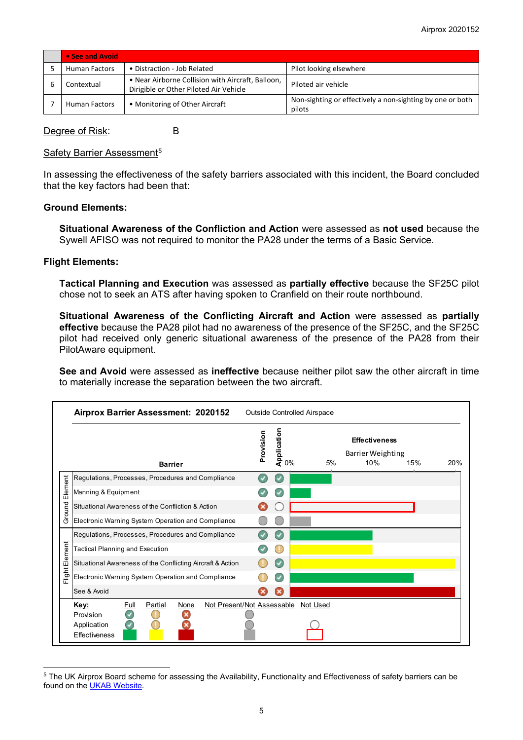| | • See and Avoid | | |
|---|---|---|---|
| 5 | Human Factors | • Distraction - Job Related | Pilot looking elsewhere |
| 6 | Contextual | • Near Airborne Collision with Aircraft, Balloon, Dirigible or Other Piloted Air Vehicle | Piloted air vehicle |
| 7 | Human Factors | • Monitoring of Other Aircraft | Non-sighting or effectively a non-sighting by one or both pilots |

Degree of Risk: B

Safety Barrier Assessment[5]

In assessing the effectiveness of the safety barriers associated with this incident, the Board concluded that the key factors had been that:

**Ground Elements:**

**Situational Awareness of the Confliction and Action** were assessed as **not used** because the Sywell AFISO was not required to monitor the PA28 under the terms of a Basic Service.

**Flight Elements:**

**Tactical Planning and Execution** was assessed as **partially effective** because the SF25C pilot chose not to seek an ATS after having spoken to Cranfield on their route northbound.

**Situational Awareness of the Conflicting Aircraft and Action** were assessed as **partially effective** because the PA28 pilot had no awareness of the presence of the SF25C, and the SF25C pilot had received only generic situational awareness of the presence of the PA28 from their PilotAware equipment.

**See and Avoid** were assessed as **ineffective** because neither pilot saw the other aircraft in time to materially increase the separation between the two aircraft.

**Airprox Barrier Assessment: 2020152**
Outside Controlled Airspace

Barrier
Provision
Application
Effectiveness
Barrier Weighting
0% 5% 10% 15% 20%

Ground Element
Regulations, Processes, Procedures and Compliance
Manning & Equipment
Situational Awareness of the Confliction & Action
Electronic Warning System Operation and Compliance

Flight Element
Regulations, Processes, Procedures and Compliance
Tactical Planning and Execution
Situational Awareness of the Conflicting Aircraft & Action
Electronic Warning System Operation and Compliance
See & Avoid

Key: Full Partial None Not Present/Not Assessable Not Used
Provision
Application
Effectiveness

[5] The UK Airprox Board scheme for assessing the Availability, Functionality and Effectiveness of safety barriers can be found on the UKAB Website.